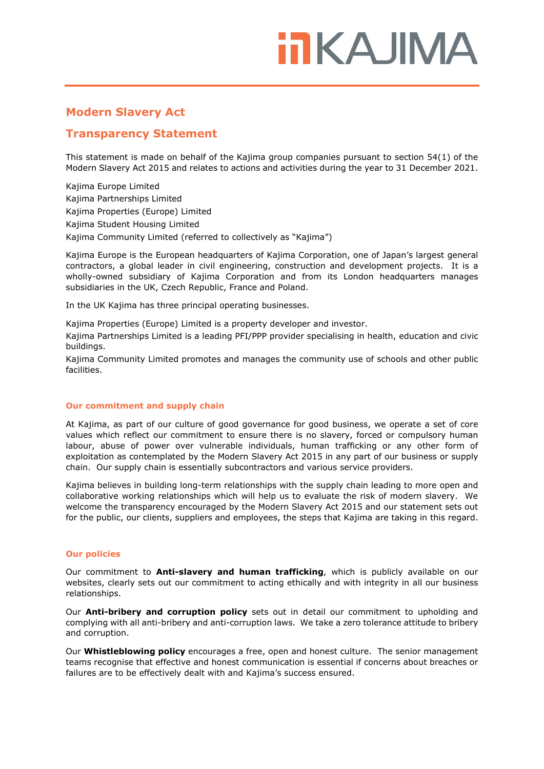# Modern Slavery Act

# Transparency Statement

This statement is made on behalf of the Kajima group companies pursuant to section 54(1) of the Modern Slavery Act 2015 and relates to actions and activities during the year to 31 December 2021.

Kajima Europe Limited
Kajima Partnerships Limited
Kajima Properties (Europe) Limited
Kajima Student Housing Limited
Kajima Community Limited (referred to collectively as "Kajima")

Kajima Europe is the European headquarters of Kajima Corporation, one of Japan's largest general contractors, a global leader in civil engineering, construction and development projects. It is a wholly-owned subsidiary of Kajima Corporation and from its London headquarters manages subsidiaries in the UK, Czech Republic, France and Poland.

In the UK Kajima has three principal operating businesses.

Kajima Properties (Europe) Limited is a property developer and investor.

Kajima Partnerships Limited is a leading PFI/PPP provider specialising in health, education and civic buildings.

Kajima Community Limited promotes and manages the community use of schools and other public facilities.

### Our commitment and supply chain

At Kajima, as part of our culture of good governance for good business, we operate a set of core values which reflect our commitment to ensure there is no slavery, forced or compulsory human labour, abuse of power over vulnerable individuals, human trafficking or any other form of exploitation as contemplated by the Modern Slavery Act 2015 in any part of our business or supply chain. Our supply chain is essentially subcontractors and various service providers.

Kajima believes in building long-term relationships with the supply chain leading to more open and collaborative working relationships which will help us to evaluate the risk of modern slavery. We welcome the transparency encouraged by the Modern Slavery Act 2015 and our statement sets out for the public, our clients, suppliers and employees, the steps that Kajima are taking in this regard.

### Our policies

Our commitment to **Anti-slavery and human trafficking**, which is publicly available on our websites, clearly sets out our commitment to acting ethically and with integrity in all our business relationships.

Our **Anti-bribery and corruption policy** sets out in detail our commitment to upholding and complying with all anti-bribery and anti-corruption laws. We take a zero tolerance attitude to bribery and corruption.

Our **Whistleblowing policy** encourages a free, open and honest culture. The senior management teams recognise that effective and honest communication is essential if concerns about breaches or failures are to be effectively dealt with and Kajima's success ensured.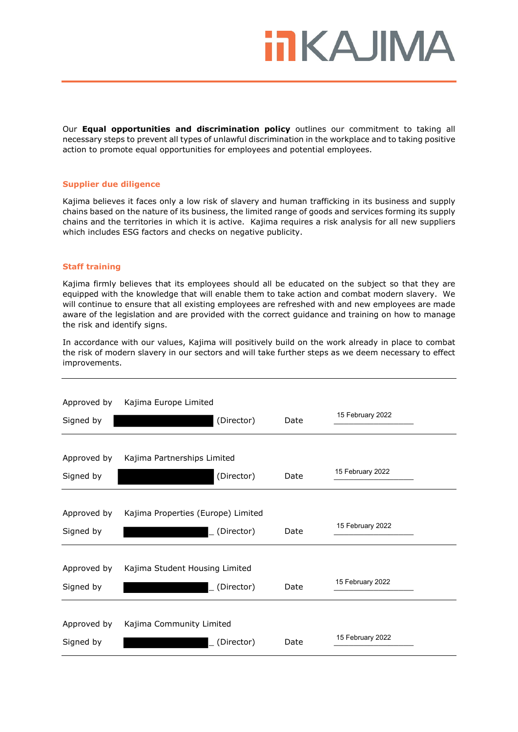Our **Equal opportunities and discrimination policy** outlines our commitment to taking all necessary steps to prevent all types of unlawful discrimination in the workplace and to taking positive action to promote equal opportunities for employees and potential employees.

## Supplier due diligence

Kajima believes it faces only a low risk of slavery and human trafficking in its business and supply chains based on the nature of its business, the limited range of goods and services forming its supply chains and the territories in which it is active. Kajima requires a risk analysis for all new suppliers which includes ESG factors and checks on negative publicity.

## Staff training

Kajima firmly believes that its employees should all be educated on the subject so that they are equipped with the knowledge that will enable them to take action and combat modern slavery. We will continue to ensure that all existing employees are refreshed with and new employees are made aware of the legislation and are provided with the correct guidance and training on how to manage the risk and identify signs.

In accordance with our values, Kajima will positively build on the work already in place to combat the risk of modern slavery in our sectors and will take further steps as we deem necessary to effect improvements.

---

Approved by Kajima Europe Limited

Signed by ████████ (Director) Date 15 February 2022

---

Approved by Kajima Partnerships Limited

Signed by ████████ (Director) Date 15 February 2022

---

Approved by Kajima Properties (Europe) Limited

Signed by ████████ (Director) Date 15 February 2022

---

Approved by Kajima Student Housing Limited

Signed by ████████ (Director) Date 15 February 2022

---

Approved by Kajima Community Limited

Signed by ████████ (Director) Date 15 February 2022